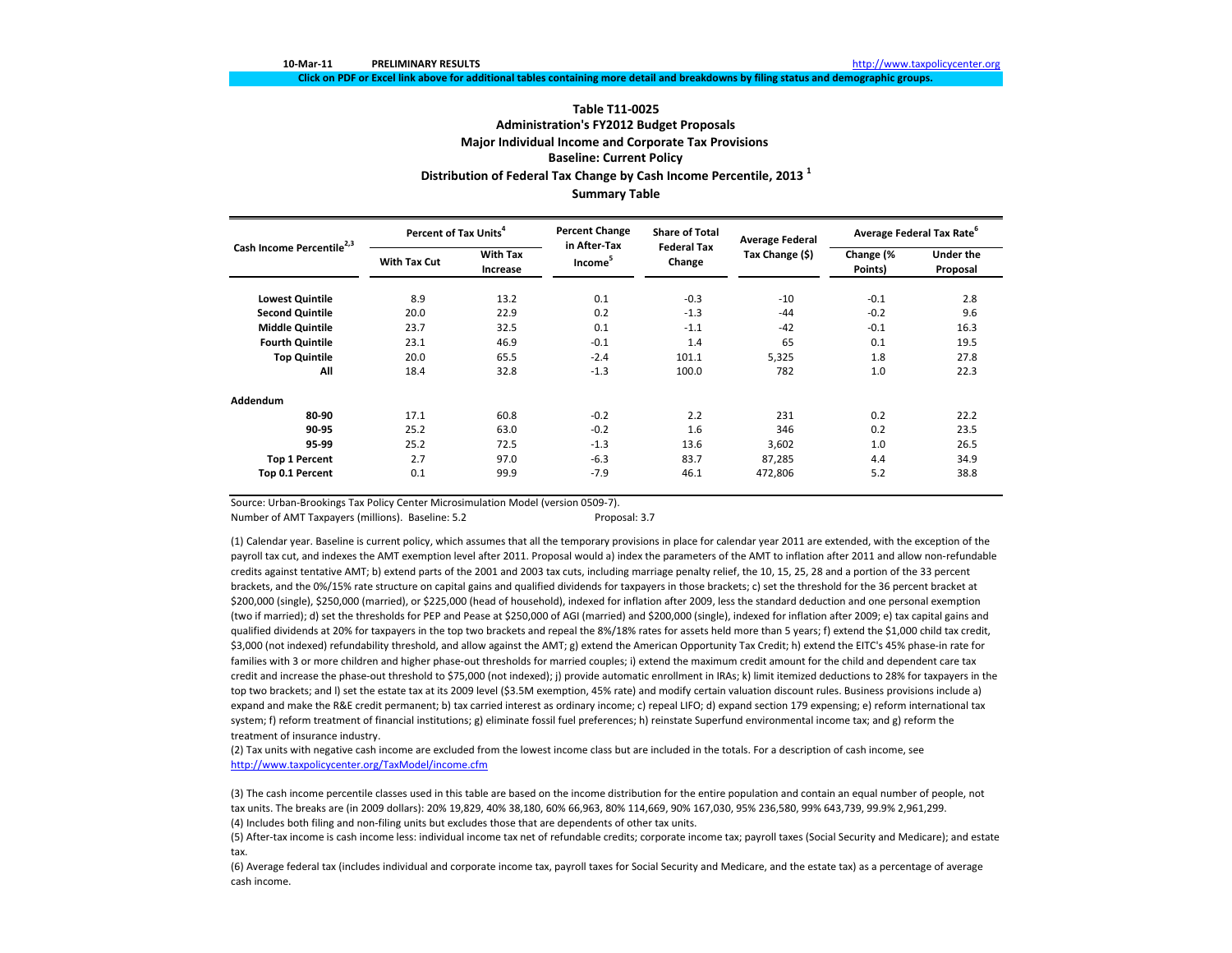10-Mar-11 **PRELIMINARY RESULTS** http://www.taxpolicycenter.org

**Click on PDF or Excel link above for additional tables containing more detail and breakdowns by filing status and demographic groups.**

# Table T11-0025
## Administration's FY2012 Budget Proposals
## Major Individual Income and Corporate Tax Provisions
## Baseline: Current Policy
## Distribution of Federal Tax Change by Cash Income Percentile, 2013 [1]
## Summary Table

| Cash Income Percentile[2,3] | Percent of Tax Units[4] | | Percent Change in After-Tax Income[5] | Share of Total Federal Tax Change | Average Federal Tax Change ($) | Average Federal Tax Rate[6] | |
|---|---|---|---|---|---|---|---|
| | With Tax Cut | With Tax Increase | | | | Change (% Points) | Under the Proposal |
| **Lowest Quintile** | 8.9 | 13.2 | 0.1 | -0.3 | -10 | -0.1 | 2.8 |
| **Second Quintile** | 20.0 | 22.9 | 0.2 | -1.3 | -44 | -0.2 | 9.6 |
| **Middle Quintile** | 23.7 | 32.5 | 0.1 | -1.1 | -42 | -0.1 | 16.3 |
| **Fourth Quintile** | 23.1 | 46.9 | -0.1 | 1.4 | 65 | 0.1 | 19.5 |
| **Top Quintile** | 20.0 | 65.5 | -2.4 | 101.1 | 5,325 | 1.8 | 27.8 |
| **All** | 18.4 | 32.8 | -1.3 | 100.0 | 782 | 1.0 | 22.3 |
| **Addendum** | | | | | | | |
| **80-90** | 17.1 | 60.8 | -0.2 | 2.2 | 231 | 0.2 | 22.2 |
| **90-95** | 25.2 | 63.0 | -0.2 | 1.6 | 346 | 0.2 | 23.5 |
| **95-99** | 25.2 | 72.5 | -1.3 | 13.6 | 3,602 | 1.0 | 26.5 |
| **Top 1 Percent** | 2.7 | 97.0 | -6.3 | 83.7 | 87,285 | 4.4 | 34.9 |
| **Top 0.1 Percent** | 0.1 | 99.9 | -7.9 | 46.1 | 472,806 | 5.2 | 38.8 |

Source: Urban-Brookings Tax Policy Center Microsimulation Model (version 0509-7).

Number of AMT Taxpayers (millions). Baseline: 5.2 Proposal: 3.7

(1) Calendar year. Baseline is current policy, which assumes that all the temporary provisions in place for calendar year 2011 are extended, with the exception of the payroll tax cut, and indexes the AMT exemption level after 2011. Proposal would a) index the parameters of the AMT to inflation after 2011 and allow non-refundable credits against tentative AMT; b) extend parts of the 2001 and 2003 tax cuts, including marriage penalty relief, the 10, 15, 25, 28 and a portion of the 33 percent brackets, and the 0%/15% rate structure on capital gains and qualified dividends for taxpayers in those brackets; c) set the threshold for the 36 percent bracket at $200,000 (single), $250,000 (married), or $225,000 (head of household), indexed for inflation after 2009, less the standard deduction and one personal exemption (two if married); d) set the thresholds for PEP and Pease at $250,000 of AGI (married) and $200,000 (single), indexed for inflation after 2009; e) tax capital gains and qualified dividends at 20% for taxpayers in the top two brackets and repeal the 8%/18% rates for assets held more than 5 years; f) extend the $1,000 child tax credit, $3,000 (not indexed) refundability threshold, and allow against the AMT; g) extend the American Opportunity Tax Credit; h) extend the EITC's 45% phase-in rate for families with 3 or more children and higher phase-out thresholds for married couples; i) extend the maximum credit amount for the child and dependent care tax credit and increase the phase-out threshold to $75,000 (not indexed); j) provide automatic enrollment in IRAs; k) limit itemized deductions to 28% for taxpayers in the top two brackets; and l) set the estate tax at its 2009 level ($3.5M exemption, 45% rate) and modify certain valuation discount rules. Business provisions include a) expand and make the R&E credit permanent; b) tax carried interest as ordinary income; c) repeal LIFO; d) expand section 179 expensing; e) reform international tax system; f) reform treatment of financial institutions; g) eliminate fossil fuel preferences; h) reinstate Superfund environmental income tax; and g) reform the treatment of insurance industry.

(2) Tax units with negative cash income are excluded from the lowest income class but are included in the totals. For a description of cash income, see http://www.taxpolicycenter.org/TaxModel/income.cfm

(3) The cash income percentile classes used in this table are based on the income distribution for the entire population and contain an equal number of people, not tax units. The breaks are (in 2009 dollars): 20% 19,829, 40% 38,180, 60% 66,963, 80% 114,669, 90% 167,030, 95% 236,580, 99% 643,739, 99.9% 2,961,299.

(4) Includes both filing and non-filing units but excludes those that are dependents of other tax units.

(5) After-tax income is cash income less: individual income tax net of refundable credits; corporate income tax; payroll taxes (Social Security and Medicare); and estate tax.

(6) Average federal tax (includes individual and corporate income tax, payroll taxes for Social Security and Medicare, and the estate tax) as a percentage of average cash income.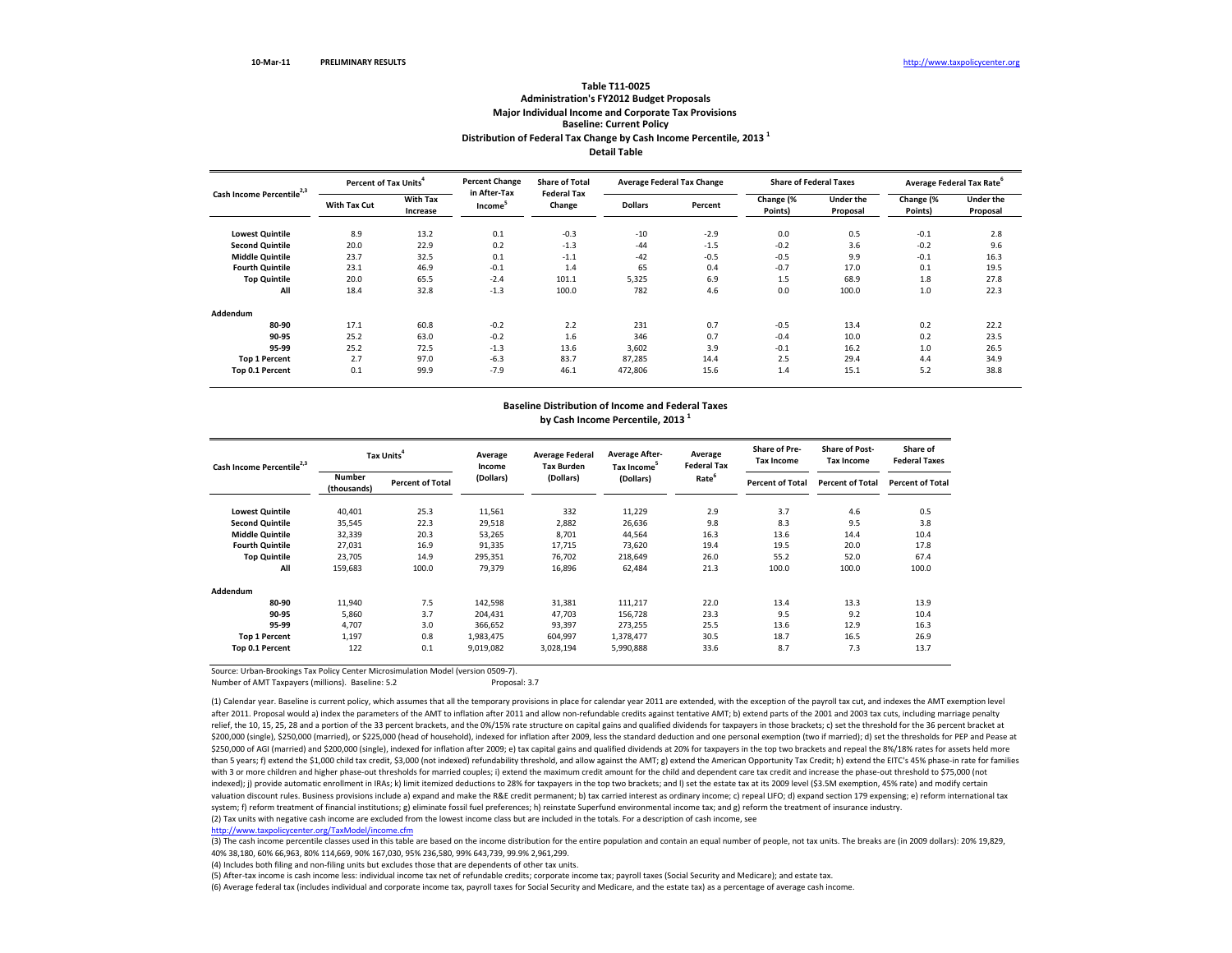10-Mar-11 PRELIMINARY RESULTS http://www.taxpolicycenter.org

# Table T11-0025
## Administration's FY2012 Budget Proposals
## Major Individual Income and Corporate Tax Provisions
## Baseline: Current Policy
## Distribution of Federal Tax Change by Cash Income Percentile, 2013 [1]
## Detail Table

| Cash Income Percentile[2,3] | Percent of Tax Units[4] | | Percent Change in After-Tax Income[5] | Share of Total Federal Tax Change | Average Federal Tax Change | | Share of Federal Taxes | | Average Federal Tax Rate[6] | |
|---|---|---|---|---|---|---|---|---|---|---|
| | With Tax Cut | With Tax Increase | | | Dollars | Percent | Change (% Points) | Under the Proposal | Change (% Points) | Under the Proposal |
| Lowest Quintile | 8.9 | 13.2 | 0.1 | -0.3 | -10 | -2.9 | 0.0 | 0.5 | -0.1 | 2.8 |
| Second Quintile | 20.0 | 22.9 | 0.2 | -1.3 | -44 | -1.5 | -0.2 | 3.6 | -0.2 | 9.6 |
| Middle Quintile | 23.7 | 32.5 | 0.1 | -1.1 | -42 | -0.5 | -0.5 | 9.9 | -0.1 | 16.3 |
| Fourth Quintile | 23.1 | 46.9 | -0.1 | 1.4 | 65 | 0.4 | -0.7 | 17.0 | 0.1 | 19.5 |
| Top Quintile | 20.0 | 65.5 | -2.4 | 101.1 | 5,325 | 6.9 | 1.5 | 68.9 | 1.8 | 27.8 |
| All | 18.4 | 32.8 | -1.3 | 100.0 | 782 | 4.6 | 0.0 | 100.0 | 1.0 | 22.3 |
| **Addendum** | | | | | | | | | | |
| 80-90 | 17.1 | 60.8 | -0.2 | 2.2 | 231 | 0.7 | -0.5 | 13.4 | 0.2 | 22.2 |
| 90-95 | 25.2 | 63.0 | -0.2 | 1.6 | 346 | 0.7 | -0.4 | 10.0 | 0.2 | 23.5 |
| 95-99 | 25.2 | 72.5 | -1.3 | 13.6 | 3,602 | 3.9 | -0.1 | 16.2 | 1.0 | 26.5 |
| Top 1 Percent | 2.7 | 97.0 | -6.3 | 83.7 | 87,285 | 14.4 | 2.5 | 29.4 | 4.4 | 34.9 |
| Top 0.1 Percent | 0.1 | 99.9 | -7.9 | 46.1 | 472,806 | 15.6 | 1.4 | 15.1 | 5.2 | 38.8 |

## Baseline Distribution of Income and Federal Taxes by Cash Income Percentile, 2013 [1]

| Cash Income Percentile[2,3] | Tax Units[4] | | Average Income (Dollars) | Average Federal Tax Burden (Dollars) | Average After-Tax Income[5] (Dollars) | Average Federal Tax Rate[6] | Share of Pre-Tax Income | Share of Post-Tax Income | Share of Federal Taxes |
|---|---|---|---|---|---|---|---|---|---|
| | Number (thousands) | Percent of Total | | | | | Percent of Total | Percent of Total | Percent of Total |
| Lowest Quintile | 40,401 | 25.3 | 11,561 | 332 | 11,229 | 2.9 | 3.7 | 4.6 | 0.5 |
| Second Quintile | 35,545 | 22.3 | 29,518 | 2,882 | 26,636 | 9.8 | 8.3 | 9.5 | 3.8 |
| Middle Quintile | 32,339 | 20.3 | 53,265 | 8,701 | 44,564 | 16.3 | 13.6 | 14.4 | 10.4 |
| Fourth Quintile | 27,031 | 16.9 | 91,335 | 17,715 | 73,620 | 19.4 | 19.5 | 20.0 | 17.8 |
| Top Quintile | 23,705 | 14.9 | 295,351 | 76,702 | 218,649 | 26.0 | 55.2 | 52.0 | 67.4 |
| All | 159,683 | 100.0 | 79,379 | 16,896 | 62,484 | 21.3 | 100.0 | 100.0 | 100.0 |
| **Addendum** | | | | | | | | | |
| 80-90 | 11,940 | 7.5 | 142,598 | 31,381 | 111,217 | 22.0 | 13.4 | 13.3 | 13.9 |
| 90-95 | 5,860 | 3.7 | 204,431 | 47,703 | 156,728 | 23.3 | 9.5 | 9.2 | 10.4 |
| 95-99 | 4,707 | 3.0 | 366,652 | 93,397 | 273,255 | 25.5 | 13.6 | 12.9 | 16.3 |
| Top 1 Percent | 1,197 | 0.8 | 1,983,475 | 604,997 | 1,378,477 | 30.5 | 18.7 | 16.5 | 26.9 |
| Top 0.1 Percent | 122 | 0.1 | 9,019,082 | 3,028,194 | 5,990,888 | 33.6 | 8.7 | 7.3 | 13.7 |

Source: Urban-Brookings Tax Policy Center Microsimulation Model (version 0509-7).

Number of AMT Taxpayers (millions). Baseline: 5.2 Proposal: 3.7

(1) Calendar year. Baseline is current policy, which assumes that all the temporary provisions in place for calendar year 2011 are extended, with the exception of the payroll tax cut, and indexes the AMT exemption level after 2011. Proposal would a) index the parameters of the AMT to inflation after 2011 and allow non-refundable credits against tentative AMT; b) extend parts of the 2001 and 2003 tax cuts, including marriage penalty relief, the 10, 15, 25, 28 and a portion of the 33 percent brackets, and the 0%/15% rate structure on capital gains and qualified dividends for taxpayers in those brackets; c) set the threshold for the 36 percent bracket at $200,000 (single), $250,000 (married), or $225,000 (head of household), indexed for inflation after 2009, less the standard deduction and one personal exemption (two if married); d) set the thresholds for PEP and Pease at $250,000 of AGI (married) and $200,000 (single), indexed for inflation after 2009; e) tax capital gains and qualified dividends at 20% for taxpayers in the top two brackets and repeal the 8%/18% rates for assets held more than 5 years; f) extend the $1,000 child tax credit, $3,000 (not indexed) refundability threshold, and allow against the AMT; g) extend the American Opportunity Tax Credit; h) extend the EITC's 45% phase-in rate for families with 3 or more children and higher phase-out thresholds for married couples; i) extend the maximum credit amount for the child and dependent care tax credit and increase the phase-out threshold to $75,000 (not indexed); j) provide automatic enrollment in IRAs; k) limit itemized deductions to 28% for taxpayers in the top two brackets; and l) set the estate tax at its 2009 level ($3.5M exemption, 45% rate) and modify certain valuation discount rules. Business provisions include a) expand and make the R&E credit permanent; b) tax carried interest as ordinary income; c) repeal LIFO; d) expand section 179 expensing; e) reform international tax system; f) reform treatment of financial institutions; g) eliminate fossil fuel preferences; h) reinstate Superfund environmental income tax; and g) reform the treatment of insurance industry.

(2) Tax units with negative cash income are excluded from the lowest income class but are included in the totals. For a description of cash income, see http://www.taxpolicycenter.org/TaxModel/income.cfm

(3) The cash income percentile classes used in this table are based on the income distribution for the entire population and contain an equal number of people, not tax units. The breaks are (in 2009 dollars): 20% 19,829, 40% 38,180, 60% 66,963, 80% 114,669, 90% 167,030, 95% 236,580, 99% 643,739, 99.9% 2,961,299.

(4) Includes both filing and non-filing units but excludes those that are dependents of other tax units.

(5) After-tax income is cash income less: individual income tax net of refundable credits; corporate income tax; payroll taxes (Social Security and Medicare); and estate tax.

(6) Average federal tax (includes individual and corporate income tax, payroll taxes for Social Security and Medicare, and the estate tax) as a percentage of average cash income.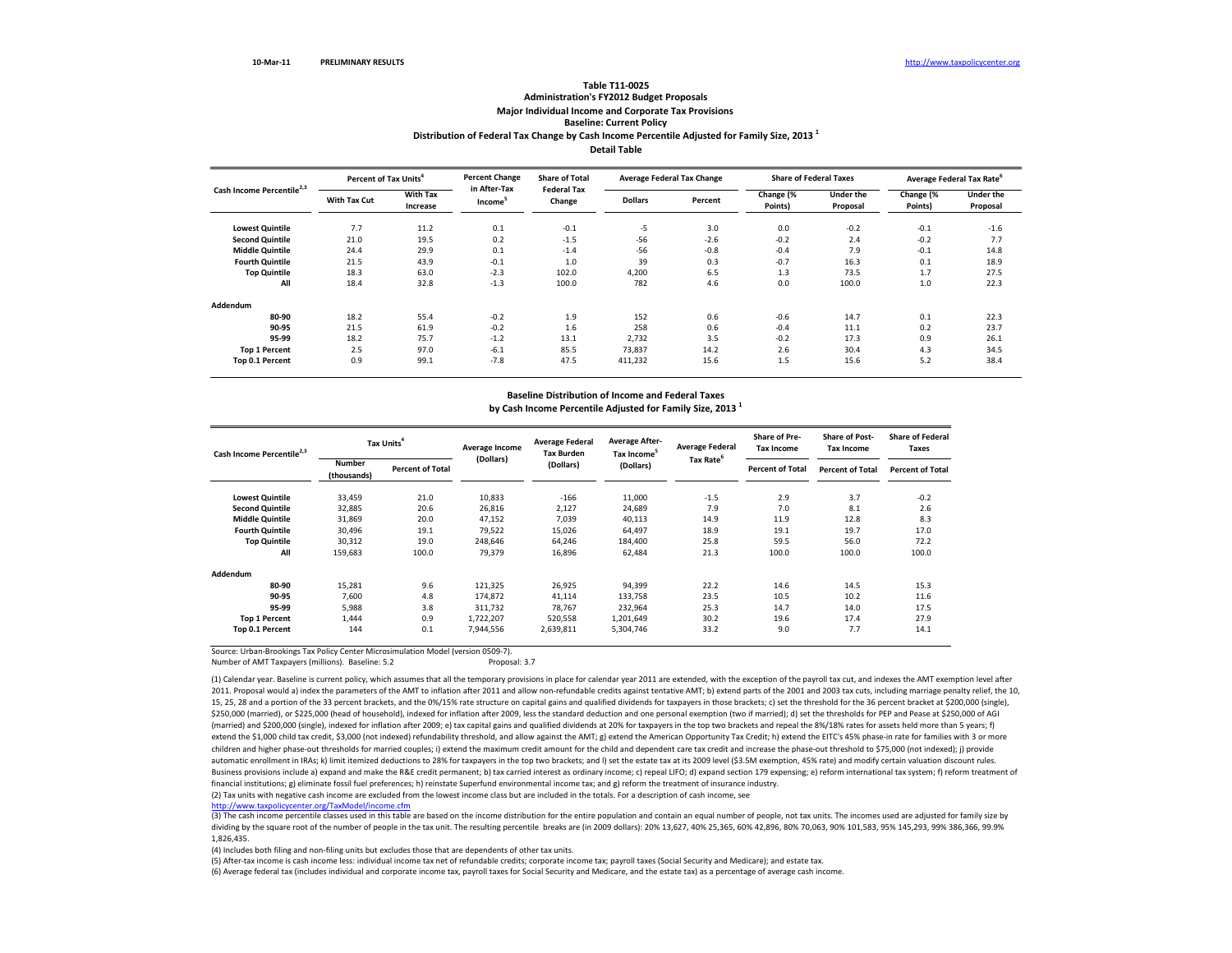10-Mar-11 PRELIMINARY RESULTS http://www.taxpolicycenter.org

### Table T11-0025
### Administration's FY2012 Budget Proposals
### Major Individual Income and Corporate Tax Provisions
### Baseline: Current Policy
### Distribution of Federal Tax Change by Cash Income Percentile Adjusted for Family Size, 2013 [1]
### Detail Table

| Cash Income Percentile[2,3] | Percent of Tax Units[4] | | Percent Change in After-Tax Income[5] | Share of Total Federal Tax Change | Average Federal Tax Change | | Share of Federal Taxes | | Average Federal Tax Rate[6] | |
|---|---|---|---|---|---|---|---|---|---|---|
| | With Tax Cut | With Tax Increase | | | Dollars | Percent | Change (% Points) | Under the Proposal | Change (% Points) | Under the Proposal |
| Lowest Quintile | 7.7 | 11.2 | 0.1 | -0.1 | -5 | 3.0 | 0.0 | -0.2 | -0.1 | -1.6 |
| Second Quintile | 21.0 | 19.5 | 0.2 | -1.5 | -56 | -2.6 | -0.2 | 2.4 | -0.2 | 7.7 |
| Middle Quintile | 24.4 | 29.9 | 0.1 | -1.4 | -56 | -0.8 | -0.4 | 7.9 | -0.1 | 14.8 |
| Fourth Quintile | 21.5 | 43.9 | -0.1 | 1.0 | 39 | 0.3 | -0.7 | 16.3 | 0.1 | 18.9 |
| Top Quintile | 18.3 | 63.0 | -2.3 | 102.0 | 4,200 | 6.5 | 1.3 | 73.5 | 1.7 | 27.5 |
| All | 18.4 | 32.8 | -1.3 | 100.0 | 782 | 4.6 | 0.0 | 100.0 | 1.0 | 22.3 |
| **Addendum** | | | | | | | | | | |
| 80-90 | 18.2 | 55.4 | -0.2 | 1.9 | 152 | 0.6 | -0.6 | 14.7 | 0.1 | 22.3 |
| 90-95 | 21.5 | 61.9 | -0.2 | 1.6 | 258 | 0.6 | -0.4 | 11.1 | 0.2 | 23.7 |
| 95-99 | 18.2 | 75.7 | -1.2 | 13.1 | 2,732 | 3.5 | -0.2 | 17.3 | 0.9 | 26.1 |
| Top 1 Percent | 2.5 | 97.0 | -6.1 | 85.5 | 73,837 | 14.2 | 2.6 | 30.4 | 4.3 | 34.5 |
| Top 0.1 Percent | 0.9 | 99.1 | -7.8 | 47.5 | 411,232 | 15.6 | 1.5 | 15.6 | 5.2 | 38.4 |

### Baseline Distribution of Income and Federal Taxes by Cash Income Percentile Adjusted for Family Size, 2013 [1]

| Cash Income Percentile[2,3] | Tax Units[4] | | Average Income (Dollars) | Average Federal Tax Burden (Dollars) | Average After-Tax Income[5] (Dollars) | Average Federal Tax Rate[6] | Share of Pre-Tax Income | Share of Post-Tax Income | Share of Federal Taxes |
|---|---|---|---|---|---|---|---|---|---|
| | Number (thousands) | Percent of Total | | | | | Percent of Total | Percent of Total | Percent of Total |
| Lowest Quintile | 33,459 | 21.0 | 10,833 | -166 | 11,000 | -1.5 | 2.9 | 3.7 | -0.2 |
| Second Quintile | 32,885 | 20.6 | 26,816 | 2,127 | 24,689 | 7.9 | 7.0 | 8.1 | 2.6 |
| Middle Quintile | 31,869 | 20.0 | 47,152 | 7,039 | 40,113 | 14.9 | 11.9 | 12.8 | 8.3 |
| Fourth Quintile | 30,496 | 19.1 | 79,522 | 15,026 | 64,497 | 18.9 | 19.1 | 19.7 | 17.0 |
| Top Quintile | 30,312 | 19.0 | 248,646 | 64,246 | 184,400 | 25.8 | 59.5 | 56.0 | 72.2 |
| All | 159,683 | 100.0 | 79,379 | 16,896 | 62,484 | 21.3 | 100.0 | 100.0 | 100.0 |
| **Addendum** | | | | | | | | | |
| 80-90 | 15,281 | 9.6 | 121,325 | 26,925 | 94,399 | 22.2 | 14.6 | 14.5 | 15.3 |
| 90-95 | 7,600 | 4.8 | 174,872 | 41,114 | 133,758 | 23.5 | 10.5 | 10.2 | 11.6 |
| 95-99 | 5,988 | 3.8 | 311,732 | 78,767 | 232,964 | 25.3 | 14.7 | 14.0 | 17.5 |
| Top 1 Percent | 1,444 | 0.9 | 1,722,207 | 520,558 | 1,201,649 | 30.2 | 19.6 | 17.4 | 27.9 |
| Top 0.1 Percent | 144 | 0.1 | 7,944,556 | 2,639,811 | 5,304,746 | 33.2 | 9.0 | 7.7 | 14.1 |

Source: Urban-Brookings Tax Policy Center Microsimulation Model (version 0509-7).

Number of AMT Taxpayers (millions). Baseline: 5.2 Proposal: 3.7

(1) Calendar year. Baseline is current policy, which assumes that all the temporary provisions in place for calendar year 2011 are extended, with the exception of the payroll tax cut, and indexes the AMT exemption level after 2011. Proposal would a) index the parameters of the AMT to inflation after 2011 and allow non-refundable credits against tentative AMT; b) extend parts of the 2001 and 2003 tax cuts, including marriage penalty relief, the 10, 15, 25, 28 and a portion of the 33 percent brackets, and the 0%/15% rate structure on capital gains and qualified dividends for taxpayers in those brackets; c) set the threshold for the 36 percent bracket at $200,000 (single), $250,000 (married), or $225,000 (head of household), indexed for inflation after 2009, less the standard deduction and one personal exemption (two if married); d) set the thresholds for PEP and Pease at $250,000 of AGI (married) and $200,000 (single), indexed for inflation after 2009; e) tax capital gains and qualified dividends at 20% for taxpayers in the top two brackets and repeal the 8%/18% rates for assets held more than 5 years; f) extend the $1,000 child tax credit, $3,000 (not indexed) refundability threshold, and allow against the AMT; g) extend the American Opportunity Tax Credit; h) extend the EITC's 45% phase-in rate for families with 3 or more children and higher phase-out thresholds for married couples; i) extend the maximum credit amount for the child and dependent care tax credit and increase the phase-out threshold to $75,000 (not indexed); j) provide automatic enrollment in IRAs; k) limit itemized deductions to 28% for taxpayers in the top two brackets; and l) set the estate tax at its 2009 level ($3.5M exemption, 45% rate) and modify certain valuation discount rules. Business provisions include a) expand and make the R&E credit permanent; b) tax carried interest as ordinary income; c) repeal LIFO; d) expand section 179 expensing; e) reform international tax system; f) reform treatment of financial institutions; g) eliminate fossil fuel preferences; h) reinstate Superfund environmental income tax; and g) reform the treatment of insurance industry.

(2) Tax units with negative cash income are excluded from the lowest income class but are included in the totals. For a description of cash income, see http://www.taxpolicycenter.org/TaxModel/income.cfm

(3) The cash income percentile classes used in this table are based on the income distribution for the entire population and contain an equal number of people, not tax units. The incomes used are adjusted for family size by dividing by the square root of the number of people in the tax unit. The resulting percentile breaks are (in 2009 dollars): 20% 13,627, 40% 25,365, 60% 42,896, 80% 70,063, 90% 101,583, 95% 145,293, 99% 386,366, 99.9% 1,826,435.

(4) Includes both filing and non-filing units but excludes those that are dependents of other tax units.

(5) After-tax income is cash income less: individual income tax net of refundable credits; corporate income tax; payroll taxes (Social Security and Medicare); and estate tax.

(6) Average federal tax (includes individual and corporate income tax, payroll taxes for Social Security and Medicare, and the estate tax) as a percentage of average cash income.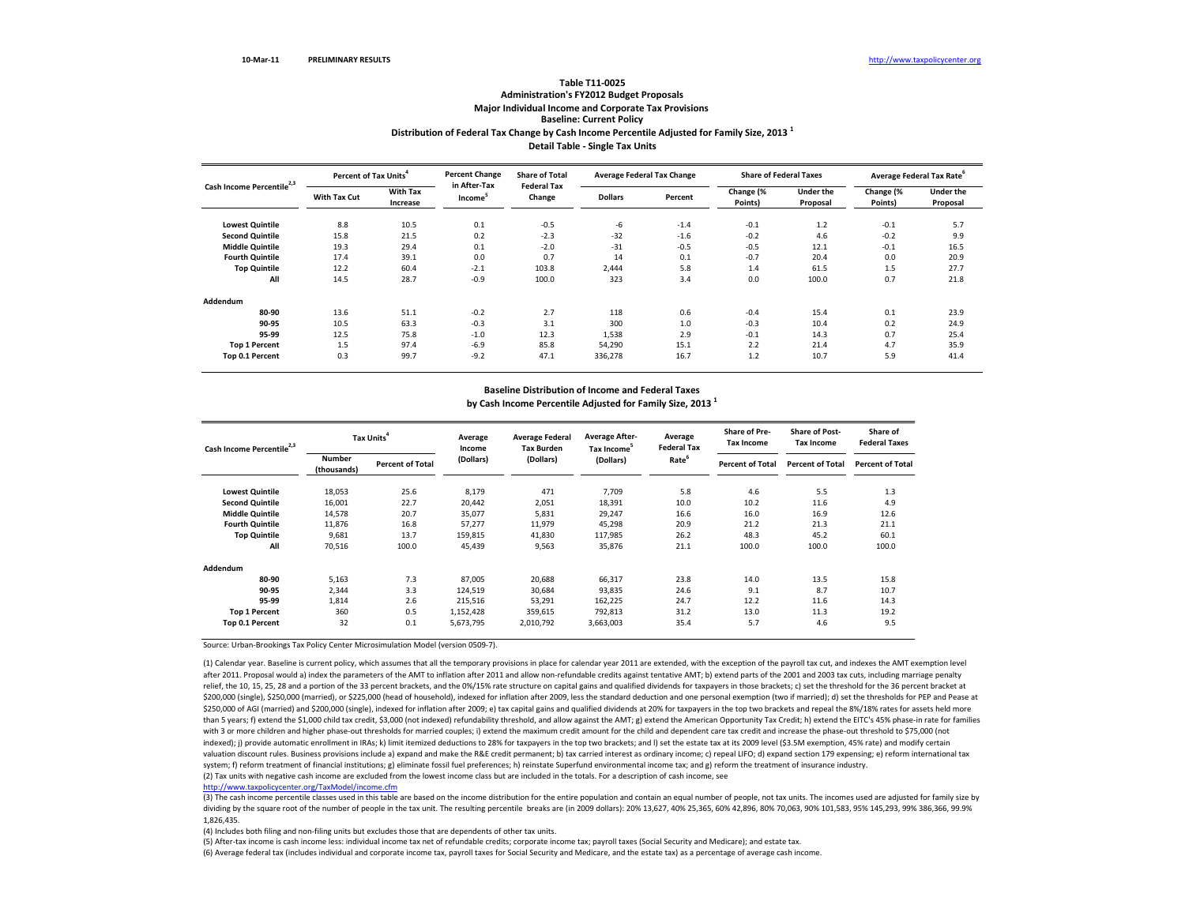10-Mar-11 PRELIMINARY RESULTS http://www.taxpolicycenter.org

### Table T11-0025
### Administration's FY2012 Budget Proposals
### Major Individual Income and Corporate Tax Provisions
### Baseline: Current Policy
### Distribution of Federal Tax Change by Cash Income Percentile Adjusted for Family Size, 2013 [1]
### Detail Table - Single Tax Units

| Cash Income Percentile[2,3] | Percent of Tax Units[4] | | Percent Change in After-Tax Income[5] | Share of Total Federal Tax Change | Average Federal Tax Change | | Share of Federal Taxes | | Average Federal Tax Rate[6] | |
|---|---|---|---|---|---|---|---|---|---|---|
| | With Tax Cut | With Tax Increase | | | Dollars | Percent | Change (% Points) | Under the Proposal | Change (% Points) | Under the Proposal |
| Lowest Quintile | 8.8 | 10.5 | 0.1 | -0.5 | -6 | -1.4 | -0.1 | 1.2 | -0.1 | 5.7 |
| Second Quintile | 15.8 | 21.5 | 0.2 | -2.3 | -32 | -1.6 | -0.2 | 4.6 | -0.2 | 9.9 |
| Middle Quintile | 19.3 | 29.4 | 0.1 | -2.0 | -31 | -0.5 | -0.5 | 12.1 | -0.1 | 16.5 |
| Fourth Quintile | 17.4 | 39.1 | 0.0 | 0.7 | 14 | 0.1 | -0.7 | 20.4 | 0.0 | 20.9 |
| Top Quintile | 12.2 | 60.4 | -2.1 | 103.8 | 2,444 | 5.8 | 1.4 | 61.5 | 1.5 | 27.7 |
| All | 14.5 | 28.7 | -0.9 | 100.0 | 323 | 3.4 | 0.0 | 100.0 | 0.7 | 21.8 |
| **Addendum** | | | | | | | | | | |
| 80-90 | 13.6 | 51.1 | -0.2 | 2.7 | 118 | 0.6 | -0.4 | 15.4 | 0.1 | 23.9 |
| 90-95 | 10.5 | 63.3 | -0.3 | 3.1 | 300 | 1.0 | -0.3 | 10.4 | 0.2 | 24.9 |
| 95-99 | 12.5 | 75.8 | -1.0 | 12.3 | 1,538 | 2.9 | -0.1 | 14.3 | 0.7 | 25.4 |
| Top 1 Percent | 1.5 | 97.4 | -6.9 | 85.8 | 54,290 | 15.1 | 2.2 | 21.4 | 4.7 | 35.9 |
| Top 0.1 Percent | 0.3 | 99.7 | -9.2 | 47.1 | 336,278 | 16.7 | 1.2 | 10.7 | 5.9 | 41.4 |

### Baseline Distribution of Income and Federal Taxes
### by Cash Income Percentile Adjusted for Family Size, 2013 [1]

| Cash Income Percentile[2,3] | Tax Units[4] | | Average Income (Dollars) | Average Federal Tax Burden (Dollars) | Average After-Tax Income[5] (Dollars) | Average Federal Tax Rate[6] | Share of Pre-Tax Income | Share of Post-Tax Income | Share of Federal Taxes |
|---|---|---|---|---|---|---|---|---|---|
| | Number (thousands) | Percent of Total | | | | | Percent of Total | Percent of Total | Percent of Total |
| Lowest Quintile | 18,053 | 25.6 | 8,179 | 471 | 7,709 | 5.8 | 4.6 | 5.5 | 1.3 |
| Second Quintile | 16,001 | 22.7 | 20,442 | 2,051 | 18,391 | 10.0 | 10.2 | 11.6 | 4.9 |
| Middle Quintile | 14,578 | 20.7 | 35,077 | 5,831 | 29,247 | 16.6 | 16.0 | 16.9 | 12.6 |
| Fourth Quintile | 11,876 | 16.8 | 57,277 | 11,979 | 45,298 | 20.9 | 21.2 | 21.3 | 21.1 |
| Top Quintile | 9,681 | 13.7 | 159,815 | 41,830 | 117,985 | 26.2 | 48.3 | 45.2 | 60.1 |
| All | 70,516 | 100.0 | 45,439 | 9,563 | 35,876 | 21.1 | 100.0 | 100.0 | 100.0 |
| **Addendum** | | | | | | | | | |
| 80-90 | 5,163 | 7.3 | 87,005 | 20,688 | 66,317 | 23.8 | 14.0 | 13.5 | 15.8 |
| 90-95 | 2,344 | 3.3 | 124,519 | 30,684 | 93,835 | 24.6 | 9.1 | 8.7 | 10.7 |
| 95-99 | 1,814 | 2.6 | 215,516 | 53,291 | 162,225 | 24.7 | 12.2 | 11.6 | 14.3 |
| Top 1 Percent | 360 | 0.5 | 1,152,428 | 359,615 | 792,813 | 31.2 | 13.0 | 11.3 | 19.2 |
| Top 0.1 Percent | 32 | 0.1 | 5,673,795 | 2,010,792 | 3,663,003 | 35.4 | 5.7 | 4.6 | 9.5 |

Source: Urban-Brookings Tax Policy Center Microsimulation Model (version 0509-7).

(1) Calendar year. Baseline is current policy, which assumes that all the temporary provisions in place for calendar year 2011 are extended, with the exception of the payroll tax cut, and indexes the AMT exemption level after 2011. Proposal would a) index the parameters of the AMT to inflation after 2011 and allow non-refundable credits against tentative AMT; b) extend parts of the 2001 and 2003 tax cuts, including marriage penalty relief, the 10, 15, 25, 28 and a portion of the 33 percent brackets, and the 0%/15% rate structure on capital gains and qualified dividends for taxpayers in those brackets; c) set the threshold for the 36 percent bracket at $200,000 (single), $250,000 (married), or $225,000 (head of household), indexed for inflation after 2009, less the standard deduction and one personal exemption (two if married); d) set the thresholds for PEP and Pease at $250,000 of AGI (married) and $200,000 (single), indexed for inflation after 2009; e) tax capital gains and qualified dividends at 20% for taxpayers in the top two brackets and repeal the 8%/18% rates for assets held more than 5 years; f) extend the $1,000 child tax credit, $3,000 (not indexed) refundability threshold, and allow against the AMT; g) extend the American Opportunity Tax Credit; h) extend the EITC's 45% phase-in rate for families with 3 or more children and higher phase-out thresholds for married couples; i) extend the maximum credit amount for the child and dependent care tax credit and increase the phase-out threshold to $75,000 (not indexed); j) provide automatic enrollment in IRAs; k) limit itemized deductions to 28% for taxpayers in the top two brackets; and l) set the estate tax at its 2009 level ($3.5M exemption, 45% rate) and modify certain valuation discount rules. Business provisions include a) expand and make the R&E credit permanent; b) tax carried interest as ordinary income; c) repeal LIFO; d) expand section 179 expensing; e) reform international tax system; f) reform treatment of financial institutions; g) eliminate fossil fuel preferences; h) reinstate Superfund environmental income tax; and g) reform the treatment of insurance industry.

(2) Tax units with negative cash income are excluded from the lowest income class but are included in the totals. For a description of cash income, see http://www.taxpolicycenter.org/TaxModel/income.cfm

(3) The cash income percentile classes used in this table are based on the income distribution for the entire population and contain an equal number of people, not tax units. The incomes used are adjusted for family size by dividing by the square root of the number of people in the tax unit. The resulting percentile breaks are (in 2009 dollars): 20% 13,627, 40% 25,365, 60% 42,896, 80% 70,063, 90% 101,583, 95% 145,293, 99% 386,366, 99.9% 1,826,435.

(4) Includes both filing and non-filing units but excludes those that are dependents of other tax units.

(5) After-tax income is cash income less: individual income tax net of refundable credits; corporate income tax; payroll taxes (Social Security and Medicare); and estate tax.

(6) Average federal tax (includes individual and corporate income tax, payroll taxes for Social Security and Medicare, and the estate tax) as a percentage of average cash income.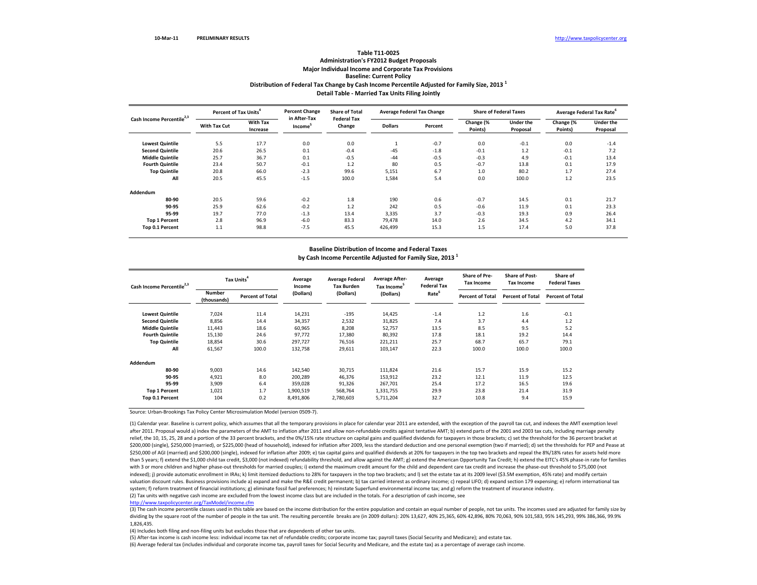10-Mar-11 PRELIMINARY RESULTS http://www.taxpolicycenter.org

### Table T11-0025
### Administration's FY2012 Budget Proposals
### Major Individual Income and Corporate Tax Provisions
### Baseline: Current Policy
### Distribution of Federal Tax Change by Cash Income Percentile Adjusted for Family Size, 2013 [1]
### Detail Table - Married Tax Units Filing Jointly

| Cash Income Percentile[2,3] | Percent of Tax Units[4] | | Percent Change in After-Tax Income[5] | Share of Total Federal Tax Change | Average Federal Tax Change | | Share of Federal Taxes | | Average Federal Tax Rate[6] | |
|---|---|---|---|---|---|---|---|---|---|---|
| | With Tax Cut | With Tax Increase | | | Dollars | Percent | Change (% Points) | Under the Proposal | Change (% Points) | Under the Proposal |
| Lowest Quintile | 5.5 | 17.7 | 0.0 | 0.0 | 1 | -0.7 | 0.0 | -0.1 | 0.0 | -1.4 |
| Second Quintile | 20.6 | 26.5 | 0.1 | -0.4 | -45 | -1.8 | -0.1 | 1.2 | -0.1 | 7.2 |
| Middle Quintile | 25.7 | 36.7 | 0.1 | -0.5 | -44 | -0.5 | -0.3 | 4.9 | -0.1 | 13.4 |
| Fourth Quintile | 23.4 | 50.7 | -0.1 | 1.2 | 80 | 0.5 | -0.7 | 13.8 | 0.1 | 17.9 |
| Top Quintile | 20.8 | 66.0 | -2.3 | 99.6 | 5,151 | 6.7 | 1.0 | 80.2 | 1.7 | 27.4 |
| All | 20.5 | 45.5 | -1.5 | 100.0 | 1,584 | 5.4 | 0.0 | 100.0 | 1.2 | 23.5 |
| **Addendum** | | | | | | | | | | |
| 80-90 | 20.5 | 59.6 | -0.2 | 1.8 | 190 | 0.6 | -0.7 | 14.5 | 0.1 | 21.7 |
| 90-95 | 25.9 | 62.6 | -0.2 | 1.2 | 242 | 0.5 | -0.6 | 11.9 | 0.1 | 23.3 |
| 95-99 | 19.7 | 77.0 | -1.3 | 13.4 | 3,335 | 3.7 | -0.3 | 19.3 | 0.9 | 26.4 |
| Top 1 Percent | 2.8 | 96.9 | -6.0 | 83.3 | 79,478 | 14.0 | 2.6 | 34.5 | 4.2 | 34.1 |
| Top 0.1 Percent | 1.1 | 98.8 | -7.5 | 45.5 | 426,499 | 15.3 | 1.5 | 17.4 | 5.0 | 37.8 |

### Baseline Distribution of Income and Federal Taxes
### by Cash Income Percentile Adjusted for Family Size, 2013 [1]

| Cash Income Percentile[2,3] | Tax Units[4] | | Average Income (Dollars) | Average Federal Tax Burden (Dollars) | Average After-Tax Income[5] (Dollars) | Average Federal Tax Rate[6] | Share of Pre-Tax Income | Share of Post-Tax Income | Share of Federal Taxes |
|---|---|---|---|---|---|---|---|---|---|
| | Number (thousands) | Percent of Total | | | | | Percent of Total | Percent of Total | Percent of Total |
| Lowest Quintile | 7,024 | 11.4 | 14,231 | -195 | 14,425 | -1.4 | 1.2 | 1.6 | -0.1 |
| Second Quintile | 8,856 | 14.4 | 34,357 | 2,532 | 31,825 | 7.4 | 3.7 | 4.4 | 1.2 |
| Middle Quintile | 11,443 | 18.6 | 60,965 | 8,208 | 52,757 | 13.5 | 8.5 | 9.5 | 5.2 |
| Fourth Quintile | 15,130 | 24.6 | 97,772 | 17,380 | 80,392 | 17.8 | 18.1 | 19.2 | 14.4 |
| Top Quintile | 18,854 | 30.6 | 297,727 | 76,516 | 221,211 | 25.7 | 68.7 | 65.7 | 79.1 |
| All | 61,567 | 100.0 | 132,758 | 29,611 | 103,147 | 22.3 | 100.0 | 100.0 | 100.0 |
| **Addendum** | | | | | | | | | |
| 80-90 | 9,003 | 14.6 | 142,540 | 30,715 | 111,824 | 21.6 | 15.7 | 15.9 | 15.2 |
| 90-95 | 4,921 | 8.0 | 200,289 | 46,376 | 153,912 | 23.2 | 12.1 | 11.9 | 12.5 |
| 95-99 | 3,909 | 6.4 | 359,028 | 91,326 | 267,701 | 25.4 | 17.2 | 16.5 | 19.6 |
| Top 1 Percent | 1,021 | 1.7 | 1,900,519 | 568,764 | 1,331,755 | 29.9 | 23.8 | 21.4 | 31.9 |
| Top 0.1 Percent | 104 | 0.2 | 8,491,806 | 2,780,603 | 5,711,204 | 32.7 | 10.8 | 9.4 | 15.9 |

Source: Urban-Brookings Tax Policy Center Microsimulation Model (version 0509-7).

(1) Calendar year. Baseline is current policy, which assumes that all the temporary provisions in place for calendar year 2011 are extended, with the exception of the payroll tax cut, and indexes the AMT exemption level after 2011. Proposal would a) index the parameters of the AMT to inflation after 2011 and allow non-refundable credits against tentative AMT; b) extend parts of the 2001 and 2003 tax cuts, including marriage penalty relief, the 10, 15, 25, 28 and a portion of the 33 percent brackets, and the 0%/15% rate structure on capital gains and qualified dividends for taxpayers in those brackets; c) set the threshold for the 36 percent bracket at $200,000 (single), $250,000 (married), or $225,000 (head of household), indexed for inflation after 2009, less the standard deduction and one personal exemption (two if married); d) set the thresholds for PEP and Pease at $250,000 of AGI (married) and $200,000 (single), indexed for inflation after 2009; e) tax capital gains and qualified dividends at 20% for taxpayers in the top two brackets and repeal the 8%/18% rates for assets held more than 5 years; f) extend the $1,000 child tax credit, $3,000 (not indexed) refundability threshold, and allow against the AMT; g) extend the American Opportunity Tax Credit; h) extend the EITC's 45% phase-in rate for families with 3 or more children and higher phase-out thresholds for married couples; i) extend the maximum credit amount for the child and dependent care tax credit and increase the phase-out threshold to $75,000 (not indexed); j) provide automatic enrollment in IRAs; k) limit itemized deductions to 28% for taxpayers in the top two brackets; and l) set the estate tax at its 2009 level ($3.5M exemption, 45% rate) and modify certain valuation discount rules. Business provisions include a) expand and make the R&E credit permanent; b) tax carried interest as ordinary income; c) repeal LIFO; d) expand section 179 expensing; e) reform international tax system; f) reform treatment of financial institutions; g) eliminate fossil fuel preferences; h) reinstate Superfund environmental income tax; and g) reform the treatment of insurance industry.

(2) Tax units with negative cash income are excluded from the lowest income class but are included in the totals. For a description of cash income, see http://www.taxpolicycenter.org/TaxModel/income.cfm

(3) The cash income percentile classes used in this table are based on the income distribution for the entire population and contain an equal number of people, not tax units. The incomes used are adjusted for family size by dividing by the square root of the number of people in the tax unit. The resulting percentile breaks are (in 2009 dollars): 20% 13,627, 40% 25,365, 60% 42,896, 80% 70,063, 90% 101,583, 95% 145,293, 99% 386,366, 99.9% 1,826,435.

(4) Includes both filing and non-filing units but excludes those that are dependents of other tax units.

(5) After-tax income is cash income less: individual income tax net of refundable credits; corporate income tax; payroll taxes (Social Security and Medicare); and estate tax.

(6) Average federal tax (includes individual and corporate income tax, payroll taxes for Social Security and Medicare, and the estate tax) as a percentage of average cash income.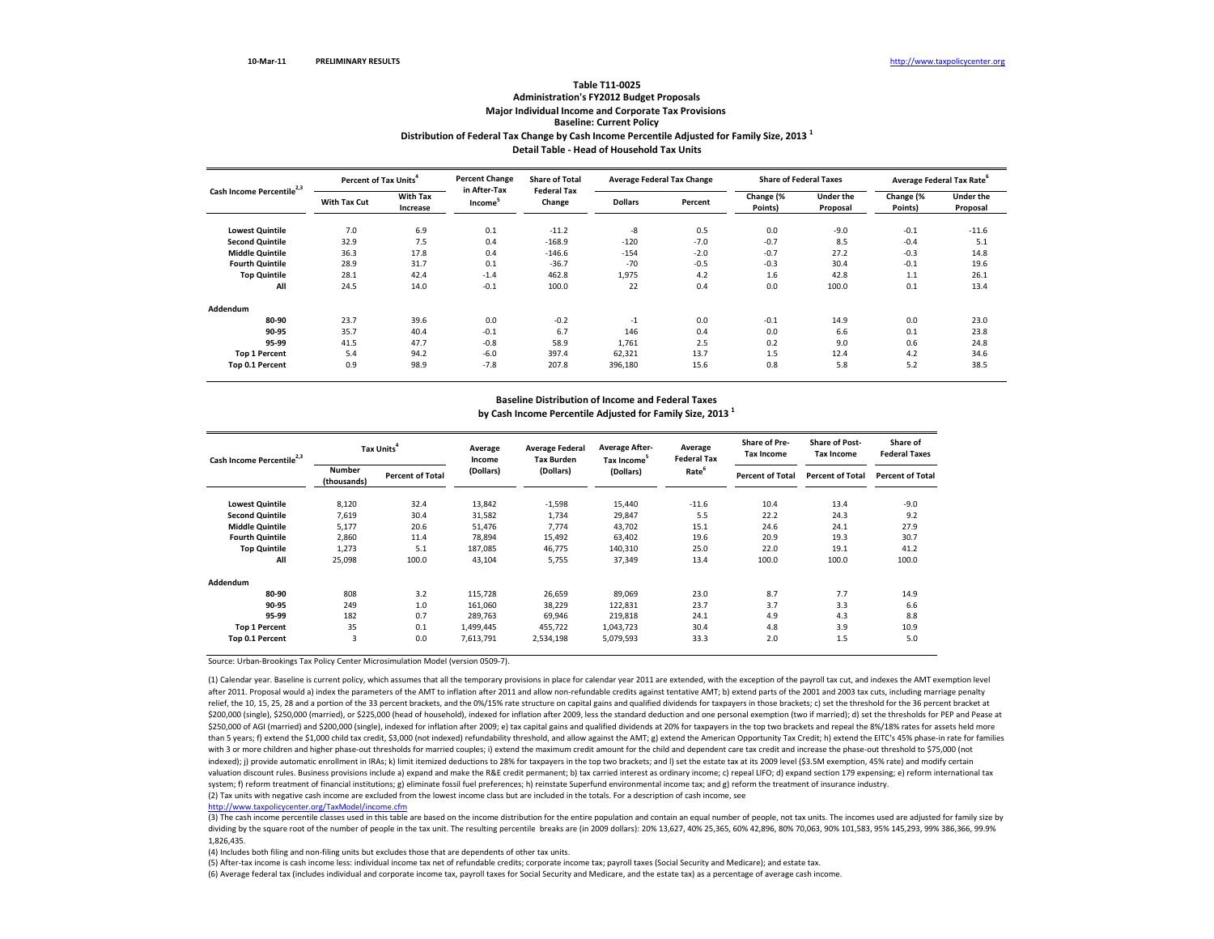10-Mar-11 PRELIMINARY RESULTS http://www.taxpolicycenter.org

## Table T11-0025
## Administration's FY2012 Budget Proposals
## Major Individual Income and Corporate Tax Provisions
## Baseline: Current Policy
## Distribution of Federal Tax Change by Cash Income Percentile Adjusted for Family Size, 2013 [1]
## Detail Table - Head of Household Tax Units

| Cash Income Percentile[2,3] | Percent of Tax Units[4] | | Percent Change in After-Tax Income[5] | Share of Total Federal Tax Change | Average Federal Tax Change | | Share of Federal Taxes | | Average Federal Tax Rate[6] | |
|---|---|---|---|---|---|---|---|---|---|---|
| | With Tax Cut | With Tax Increase | | | Dollars | Percent | Change (% Points) | Under the Proposal | Change (% Points) | Under the Proposal |
| Lowest Quintile | 7.0 | 6.9 | 0.1 | -11.2 | -8 | 0.5 | 0.0 | -9.0 | -0.1 | -11.6 |
| Second Quintile | 32.9 | 7.5 | 0.4 | -168.9 | -120 | -7.0 | -0.7 | 8.5 | -0.4 | 5.1 |
| Middle Quintile | 36.3 | 17.8 | 0.4 | -146.6 | -154 | -2.0 | -0.7 | 27.2 | -0.3 | 14.8 |
| Fourth Quintile | 28.9 | 31.7 | 0.1 | -36.7 | -70 | -0.5 | -0.3 | 30.4 | -0.1 | 19.6 |
| Top Quintile | 28.1 | 42.4 | -1.4 | 462.8 | 1,975 | 4.2 | 1.6 | 42.8 | 1.1 | 26.1 |
| All | 24.5 | 14.0 | -0.1 | 100.0 | 22 | 0.4 | 0.0 | 100.0 | 0.1 | 13.4 |
| **Addendum** | | | | | | | | | | |
| 80-90 | 23.7 | 39.6 | 0.0 | -0.2 | -1 | 0.0 | -0.1 | 14.9 | 0.0 | 23.0 |
| 90-95 | 35.7 | 40.4 | -0.1 | 6.7 | 146 | 0.4 | 0.0 | 6.6 | 0.1 | 23.8 |
| 95-99 | 41.5 | 47.7 | -0.8 | 58.9 | 1,761 | 2.5 | 0.2 | 9.0 | 0.6 | 24.8 |
| Top 1 Percent | 5.4 | 94.2 | -6.0 | 397.4 | 62,321 | 13.7 | 1.5 | 12.4 | 4.2 | 34.6 |
| Top 0.1 Percent | 0.9 | 98.9 | -7.8 | 207.8 | 396,180 | 15.6 | 0.8 | 5.8 | 5.2 | 38.5 |

## Baseline Distribution of Income and Federal Taxes
## by Cash Income Percentile Adjusted for Family Size, 2013 [1]

| Cash Income Percentile[2,3] | Tax Units[4] | | Average Income (Dollars) | Average Federal Tax Burden (Dollars) | Average After-Tax Income[5] (Dollars) | Average Federal Tax Rate[6] | Share of Pre-Tax Income | Share of Post-Tax Income | Share of Federal Taxes |
|---|---|---|---|---|---|---|---|---|---|
| | Number (thousands) | Percent of Total | | | | | Percent of Total | Percent of Total | Percent of Total |
| Lowest Quintile | 8,120 | 32.4 | 13,842 | -1,598 | 15,440 | -11.6 | 10.4 | 13.4 | -9.0 |
| Second Quintile | 7,619 | 30.4 | 31,582 | 1,734 | 29,847 | 5.5 | 22.2 | 24.3 | 9.2 |
| Middle Quintile | 5,177 | 20.6 | 51,476 | 7,774 | 43,702 | 15.1 | 24.6 | 24.1 | 27.9 |
| Fourth Quintile | 2,860 | 11.4 | 78,894 | 15,492 | 63,402 | 19.6 | 20.9 | 19.3 | 30.7 |
| Top Quintile | 1,273 | 5.1 | 187,085 | 46,775 | 140,310 | 25.0 | 22.0 | 19.1 | 41.2 |
| All | 25,098 | 100.0 | 43,104 | 5,755 | 37,349 | 13.4 | 100.0 | 100.0 | 100.0 |
| **Addendum** | | | | | | | | | |
| 80-90 | 808 | 3.2 | 115,728 | 26,659 | 89,069 | 23.0 | 8.7 | 7.7 | 14.9 |
| 90-95 | 249 | 1.0 | 161,060 | 38,229 | 122,831 | 23.7 | 3.7 | 3.3 | 6.6 |
| 95-99 | 182 | 0.7 | 289,763 | 69,946 | 219,818 | 24.1 | 4.9 | 4.3 | 8.8 |
| Top 1 Percent | 35 | 0.1 | 1,499,445 | 455,722 | 1,043,723 | 30.4 | 4.8 | 3.9 | 10.9 |
| Top 0.1 Percent | 3 | 0.0 | 7,613,791 | 2,534,198 | 5,079,593 | 33.3 | 2.0 | 1.5 | 5.0 |

Source: Urban-Brookings Tax Policy Center Microsimulation Model (version 0509-7).

(1) Calendar year. Baseline is current policy, which assumes that all the temporary provisions in place for calendar year 2011 are extended, with the exception of the payroll tax cut, and indexes the AMT exemption level after 2011. Proposal would a) index the parameters of the AMT to inflation after 2011 and allow non-refundable credits against tentative AMT; b) extend parts of the 2001 and 2003 tax cuts, including marriage penalty relief, the 10, 15, 25, 28 and a portion of the 33 percent brackets, and the 0%/15% rate structure on capital gains and qualified dividends for taxpayers in those brackets; c) set the threshold for the 36 percent bracket at $200,000 (single), $250,000 (married), or $225,000 (head of household), indexed for inflation after 2009, less the standard deduction and one personal exemption (two if married); d) set the thresholds for PEP and Pease at $250,000 of AGI (married) and $200,000 (single), indexed for inflation after 2009; e) tax capital gains and qualified dividends at 20% for taxpayers in the top two brackets and repeal the 8%/18% rates for assets held more than 5 years; f) extend the $1,000 child tax credit, $3,000 (not indexed) refundability threshold, and allow against the AMT; g) extend the American Opportunity Tax Credit; h) extend the EITC's 45% phase-in rate for families with 3 or more children and higher phase-out thresholds for married couples; i) extend the maximum credit amount for the child and dependent care tax credit and increase the phase-out threshold to $75,000 (not indexed); j) provide automatic enrollment in IRAs; k) limit itemized deductions to 28% for taxpayers in the top two brackets; and l) set the estate tax at its 2009 level ($3.5M exemption, 45% rate) and modify certain valuation discount rules. Business provisions include a) expand and make the R&E credit permanent; b) tax carried interest as ordinary income; c) repeal LIFO; d) expand section 179 expensing; e) reform international tax system; f) reform treatment of financial institutions; g) eliminate fossil fuel preferences; h) reinstate Superfund environmental income tax; and g) reform the treatment of insurance industry.

(2) Tax units with negative cash income are excluded from the lowest income class but are included in the totals. For a description of cash income, see http://www.taxpolicycenter.org/TaxModel/income.cfm

(3) The cash income percentile classes used in this table are based on the income distribution for the entire population and contain an equal number of people, not tax units. The incomes used are adjusted for family size by dividing by the square root of the number of people in the tax unit. The resulting percentile breaks are (in 2009 dollars): 20% 13,627, 40% 25,365, 60% 42,896, 80% 70,063, 90% 101,583, 95% 145,293, 99% 386,366, 99.9% 1,826,435.

(4) Includes both filing and non-filing units but excludes those that are dependents of other tax units.

(5) After-tax income is cash income less: individual income tax net of refundable credits; corporate income tax; payroll taxes (Social Security and Medicare); and estate tax.

(6) Average federal tax (includes individual and corporate income tax, payroll taxes for Social Security and Medicare, and the estate tax) as a percentage of average cash income.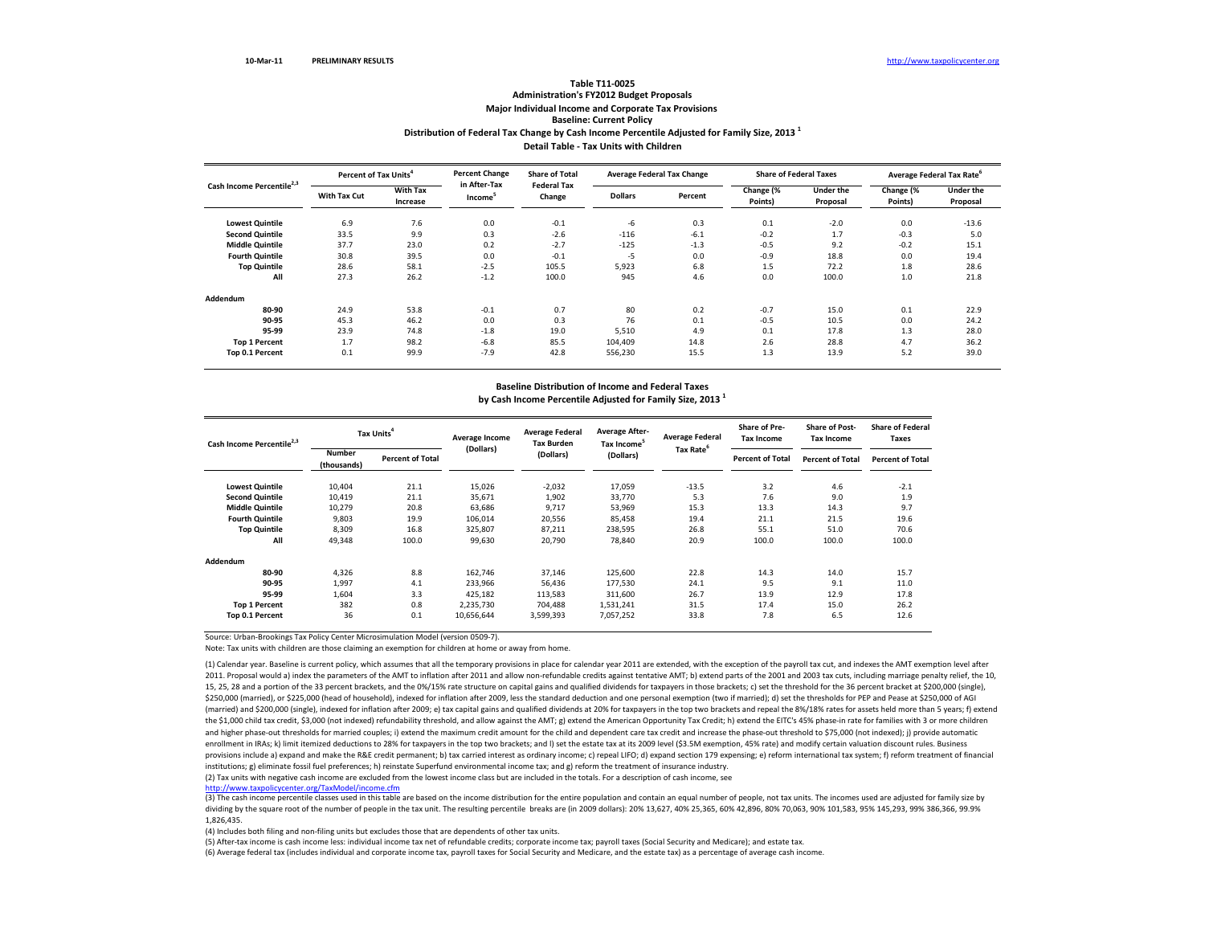10-Mar-11 PRELIMINARY RESULTS http://www.taxpolicycenter.org

**Table T11-0025**
**Administration's FY2012 Budget Proposals**
**Major Individual Income and Corporate Tax Provisions**
**Baseline: Current Policy**
**Distribution of Federal Tax Change by Cash Income Percentile Adjusted for Family Size, 2013 [1]**
**Detail Table - Tax Units with Children**

| Cash Income Percentile[2,3] | Percent of Tax Units[4] | | Percent Change in After-Tax Income[5] | Share of Total Federal Tax Change | Average Federal Tax Change | | Share of Federal Taxes | | Average Federal Tax Rate[6] | |
|---|---|---|---|---|---|---|---|---|---|---|
| | With Tax Cut | With Tax Increase | | | Dollars | Percent | Change (% Points) | Under the Proposal | Change (% Points) | Under the Proposal |
| Lowest Quintile | 6.9 | 7.6 | 0.0 | -0.1 | -6 | 0.3 | 0.1 | -2.0 | 0.0 | -13.6 |
| Second Quintile | 33.5 | 9.9 | 0.3 | -2.6 | -116 | -6.1 | -0.2 | 1.7 | -0.3 | 5.0 |
| Middle Quintile | 37.7 | 23.0 | 0.2 | -2.7 | -125 | -1.3 | -0.5 | 9.2 | -0.2 | 15.1 |
| Fourth Quintile | 30.8 | 39.5 | 0.0 | -0.1 | -5 | 0.0 | -0.9 | 18.8 | 0.0 | 19.4 |
| Top Quintile | 28.6 | 58.1 | -2.5 | 105.5 | 5,923 | 6.8 | 1.5 | 72.2 | 1.8 | 28.6 |
| All | 27.3 | 26.2 | -1.2 | 100.0 | 945 | 4.6 | 0.0 | 100.0 | 1.0 | 21.8 |
| **Addendum** | | | | | | | | | | |
| 80-90 | 24.9 | 53.8 | -0.1 | 0.7 | 80 | 0.2 | -0.7 | 15.0 | 0.1 | 22.9 |
| 90-95 | 45.3 | 46.2 | 0.0 | 0.3 | 76 | 0.1 | -0.5 | 10.5 | 0.0 | 24.2 |
| 95-99 | 23.9 | 74.8 | -1.8 | 19.0 | 5,510 | 4.9 | 0.1 | 17.8 | 1.3 | 28.0 |
| Top 1 Percent | 1.7 | 98.2 | -6.8 | 85.5 | 104,409 | 14.8 | 2.6 | 28.8 | 4.7 | 36.2 |
| Top 0.1 Percent | 0.1 | 99.9 | -7.9 | 42.8 | 556,230 | 15.5 | 1.3 | 13.9 | 5.2 | 39.0 |

**Baseline Distribution of Income and Federal Taxes**
**by Cash Income Percentile Adjusted for Family Size, 2013 [1]**

| Cash Income Percentile[2,3] | Tax Units[4] | | Average Income (Dollars) | Average Federal Tax Burden (Dollars) | Average After-Tax Income[5] (Dollars) | Average Federal Tax Rate[6] | Share of Pre-Tax Income | Share of Post-Tax Income | Share of Federal Taxes |
|---|---|---|---|---|---|---|---|---|---|
| | Number (thousands) | Percent of Total | | | | | Percent of Total | Percent of Total | Percent of Total |
| Lowest Quintile | 10,404 | 21.1 | 15,026 | -2,032 | 17,059 | -13.5 | 3.2 | 4.6 | -2.1 |
| Second Quintile | 10,419 | 21.1 | 35,671 | 1,902 | 33,770 | 5.3 | 7.6 | 9.0 | 1.9 |
| Middle Quintile | 10,279 | 20.8 | 63,686 | 9,717 | 53,969 | 15.3 | 13.3 | 14.3 | 9.7 |
| Fourth Quintile | 9,803 | 19.9 | 106,014 | 20,556 | 85,458 | 19.4 | 21.1 | 21.5 | 19.6 |
| Top Quintile | 8,309 | 16.8 | 325,807 | 87,211 | 238,595 | 26.8 | 55.1 | 51.0 | 70.6 |
| All | 49,348 | 100.0 | 99,630 | 20,790 | 78,840 | 20.9 | 100.0 | 100.0 | 100.0 |
| **Addendum** | | | | | | | | | |
| 80-90 | 4,326 | 8.8 | 162,746 | 37,146 | 125,600 | 22.8 | 14.3 | 14.0 | 15.7 |
| 90-95 | 1,997 | 4.1 | 233,966 | 56,436 | 177,530 | 24.1 | 9.5 | 9.1 | 11.0 |
| 95-99 | 1,604 | 3.3 | 425,182 | 113,583 | 311,600 | 26.7 | 13.9 | 12.9 | 17.8 |
| Top 1 Percent | 382 | 0.8 | 2,235,730 | 704,488 | 1,531,241 | 31.5 | 17.4 | 15.0 | 26.2 |
| Top 0.1 Percent | 36 | 0.1 | 10,656,644 | 3,599,393 | 7,057,252 | 33.8 | 7.8 | 6.5 | 12.6 |

Source: Urban-Brookings Tax Policy Center Microsimulation Model (version 0509-7).

Note: Tax units with children are those claiming an exemption for children at home or away from home.

(1) Calendar year. Baseline is current policy, which assumes that all the temporary provisions in place for calendar year 2011 are extended, with the exception of the payroll tax cut, and indexes the AMT exemption level after 2011. Proposal would a) index the parameters of the AMT to inflation after 2011 and allow non-refundable credits against tentative AMT; b) extend parts of the 2001 and 2003 tax cuts, including marriage penalty relief, the 10, 15, 25, 28 and a portion of the 33 percent brackets, and the 0%/15% rate structure on capital gains and qualified dividends for taxpayers in those brackets; c) set the threshold for the 36 percent bracket at $200,000 (single), $250,000 (married), or $225,000 (head of household), indexed for inflation after 2009, less the standard deduction and one personal exemption (two if married); d) set the thresholds for PEP and Pease at $250,000 of AGI (married) and $200,000 (single), indexed for inflation after 2009; e) tax capital gains and qualified dividends at 20% for taxpayers in the top two brackets and repeal the 8%/18% rates for assets held more than 5 years; f) extend the $1,000 child tax credit, $3,000 (not indexed) refundability threshold, and allow against the AMT; g) extend the American Opportunity Tax Credit; h) extend the EITC's 45% phase-in rate for families with 3 or more children and higher phase-out thresholds for married couples; i) extend the maximum credit amount for the child and dependent care tax credit and increase the phase-out threshold to $75,000 (not indexed); j) provide automatic enrollment in IRAs; k) limit itemized deductions to 28% for taxpayers in the top two brackets; and l) set the estate tax at its 2009 level ($3.5M exemption, 45% rate) and modify certain valuation discount rules. Business provisions include a) expand and make the R&E credit permanent; b) tax carried interest as ordinary income; c) repeal LIFO; d) expand section 179 expensing; e) reform international tax system; f) reform treatment of financial institutions; g) eliminate fossil fuel preferences; h) reinstate Superfund environmental income tax; and g) reform the treatment of insurance industry.

(2) Tax units with negative cash income are excluded from the lowest income class but are included in the totals. For a description of cash income, see http://www.taxpolicycenter.org/TaxModel/income.cfm

(3) The cash income percentile classes used in this table are based on the income distribution for the entire population and contain an equal number of people, not tax units. The incomes used are adjusted for family size by dividing by the square root of the number of people in the tax unit. The resulting percentile breaks are (in 2009 dollars): 20% 13,627, 40% 25,365, 60% 42,896, 80% 70,063, 90% 101,583, 95% 145,293, 99% 386,366, 99.9% 1,826,435.

(4) Includes both filing and non-filing units but excludes those that are dependents of other tax units.

(5) After-tax income is cash income less: individual income tax net of refundable credits; corporate income tax; payroll taxes (Social Security and Medicare); and estate tax.

(6) Average federal tax (includes individual and corporate income tax, payroll taxes for Social Security and Medicare, and the estate tax) as a percentage of average cash income.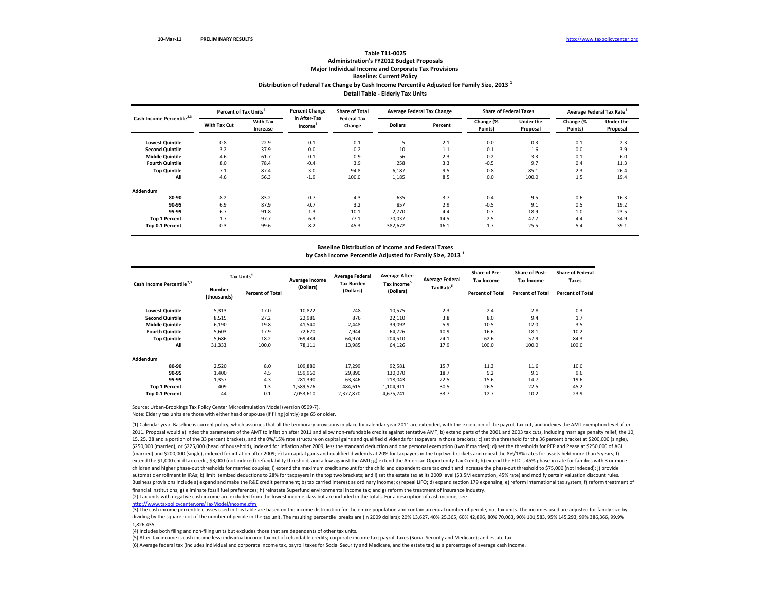10-Mar-11 PRELIMINARY RESULTS http://www.taxpolicycenter.org

**Table T11-0025**
**Administration's FY2012 Budget Proposals**
**Major Individual Income and Corporate Tax Provisions**
**Baseline: Current Policy**
**Distribution of Federal Tax Change by Cash Income Percentile Adjusted for Family Size, 2013 [1]**
**Detail Table - Elderly Tax Units**

| Cash Income Percentile [2,3] | Percent of Tax Units [4] | | Percent Change in After-Tax Income [5] | Share of Total Federal Tax Change | Average Federal Tax Change | | Share of Federal Taxes | | Average Federal Tax Rate [6] | |
|---|---|---|---|---|---|---|---|---|---|---|
| | With Tax Cut | With Tax Increase | | | Dollars | Percent | Change (% Points) | Under the Proposal | Change (% Points) | Under the Proposal |
| Lowest Quintile | 0.8 | 22.9 | -0.1 | 0.1 | 5 | 2.1 | 0.0 | 0.3 | 0.1 | 2.3 |
| Second Quintile | 3.2 | 37.9 | 0.0 | 0.2 | 10 | 1.1 | -0.1 | 1.6 | 0.0 | 3.9 |
| Middle Quintile | 4.6 | 61.7 | -0.1 | 0.9 | 56 | 2.3 | -0.2 | 3.3 | 0.1 | 6.0 |
| Fourth Quintile | 8.0 | 78.4 | -0.4 | 3.9 | 258 | 3.3 | -0.5 | 9.7 | 0.4 | 11.3 |
| Top Quintile | 7.1 | 87.4 | -3.0 | 94.8 | 6,187 | 9.5 | 0.8 | 85.1 | 2.3 | 26.4 |
| All | 4.6 | 56.3 | -1.9 | 100.0 | 1,185 | 8.5 | 0.0 | 100.0 | 1.5 | 19.4 |
| **Addendum** | | | | | | | | | | |
| 80-90 | 8.2 | 83.2 | -0.7 | 4.3 | 635 | 3.7 | -0.4 | 9.5 | 0.6 | 16.3 |
| 90-95 | 6.9 | 87.9 | -0.7 | 3.2 | 857 | 2.9 | -0.5 | 9.1 | 0.5 | 19.2 |
| 95-99 | 6.7 | 91.8 | -1.3 | 10.1 | 2,770 | 4.4 | -0.7 | 18.9 | 1.0 | 23.5 |
| Top 1 Percent | 1.7 | 97.7 | -6.3 | 77.1 | 70,037 | 14.5 | 2.5 | 47.7 | 4.4 | 34.9 |
| Top 0.1 Percent | 0.3 | 99.6 | -8.2 | 45.3 | 382,672 | 16.1 | 1.7 | 25.5 | 5.4 | 39.1 |

**Baseline Distribution of Income and Federal Taxes**
**by Cash Income Percentile Adjusted for Family Size, 2013 [1]**

| Cash Income Percentile [2,3] | Tax Units [4] | | Average Income (Dollars) | Average Federal Tax Burden (Dollars) | Average After-Tax Income [5] (Dollars) | Average Federal Tax Rate [6] | Share of Pre-Tax Income | Share of Post-Tax Income | Share of Federal Taxes |
|---|---|---|---|---|---|---|---|---|---|
| | Number (thousands) | Percent of Total | | | | | Percent of Total | Percent of Total | Percent of Total |
| Lowest Quintile | 5,313 | 17.0 | 10,822 | 248 | 10,575 | 2.3 | 2.4 | 2.8 | 0.3 |
| Second Quintile | 8,515 | 27.2 | 22,986 | 876 | 22,110 | 3.8 | 8.0 | 9.4 | 1.7 |
| Middle Quintile | 6,190 | 19.8 | 41,540 | 2,448 | 39,092 | 5.9 | 10.5 | 12.0 | 3.5 |
| Fourth Quintile | 5,603 | 17.9 | 72,670 | 7,944 | 64,726 | 10.9 | 16.6 | 18.1 | 10.2 |
| Top Quintile | 5,686 | 18.2 | 269,484 | 64,974 | 204,510 | 24.1 | 62.6 | 57.9 | 84.3 |
| All | 31,333 | 100.0 | 78,111 | 13,985 | 64,126 | 17.9 | 100.0 | 100.0 | 100.0 |
| **Addendum** | | | | | | | | | |
| 80-90 | 2,520 | 8.0 | 109,880 | 17,299 | 92,581 | 15.7 | 11.3 | 11.6 | 10.0 |
| 90-95 | 1,400 | 4.5 | 159,960 | 29,890 | 130,070 | 18.7 | 9.2 | 9.1 | 9.6 |
| 95-99 | 1,357 | 4.3 | 281,390 | 63,346 | 218,043 | 22.5 | 15.6 | 14.7 | 19.6 |
| Top 1 Percent | 409 | 1.3 | 1,589,526 | 484,615 | 1,104,911 | 30.5 | 26.5 | 22.5 | 45.2 |
| Top 0.1 Percent | 44 | 0.1 | 7,053,610 | 2,377,870 | 4,675,741 | 33.7 | 12.7 | 10.2 | 23.9 |

Source: Urban-Brookings Tax Policy Center Microsimulation Model (version 0509-7).

Note: Elderly tax units are those with either head or spouse (if filing jointly) age 65 or older.

(1) Calendar year. Baseline is current policy, which assumes that all the temporary provisions in place for calendar year 2011 are extended, with the exception of the payroll tax cut, and indexes the AMT exemption level after 2011. Proposal would a) index the parameters of the AMT to inflation after 2011 and allow non-refundable credits against tentative AMT; b) extend parts of the 2001 and 2003 tax cuts, including marriage penalty relief, the 10, 15, 25, 28 and a portion of the 33 percent brackets, and the 0%/15% rate structure on capital gains and qualified dividends for taxpayers in those brackets; c) set the threshold for the 36 percent bracket at $200,000 (single), $250,000 (married), or $225,000 (head of household), indexed for inflation after 2009, less the standard deduction and one personal exemption (two if married); d) set the thresholds for PEP and Pease at $250,000 of AGI (married) and $200,000 (single), indexed for inflation after 2009; e) tax capital gains and qualified dividends at 20% for taxpayers in the top two brackets and repeal the 8%/18% rates for assets held more than 5 years; f) extend the $1,000 child tax credit, $3,000 (not indexed) refundability threshold, and allow against the AMT; g) extend the American Opportunity Tax Credit; h) extend the EITC's 45% phase-in rate for families with 3 or more children and higher phase-out thresholds for married couples; i) extend the maximum credit amount for the child and dependent care tax credit and increase the phase-out threshold to $75,000 (not indexed); j) provide automatic enrollment in IRAs; k) limit itemized deductions to 28% for taxpayers in the top two brackets; and l) set the estate tax at its 2009 level ($3.5M exemption, 45% rate) and modify certain valuation discount rules. Business provisions include a) expand and make the R&E credit permanent; b) tax carried interest as ordinary income; c) repeal LIFO; d) expand section 179 expensing; e) reform international tax system; f) reform treatment of financial institutions; g) eliminate fossil fuel preferences; h) reinstate Superfund environmental income tax; and g) reform the treatment of insurance industry.

(2) Tax units with negative cash income are excluded from the lowest income class but are included in the totals. For a description of cash income, see http://www.taxpolicycenter.org/TaxModel/income.cfm

(3) The cash income percentile classes used in this table are based on the income distribution for the entire population and contain an equal number of people, not tax units. The incomes used are adjusted for family size by dividing by the square root of the number of people in the tax unit. The resulting percentile breaks are (in 2009 dollars): 20% 13,627, 40% 25,365, 60% 42,896, 80% 70,063, 90% 101,583, 95% 145,293, 99% 386,366, 99.9% 1,826,435.

(4) Includes both filing and non-filing units but excludes those that are dependents of other tax units.

(5) After-tax income is cash income less: individual income tax net of refundable credits; corporate income tax; payroll taxes (Social Security and Medicare); and estate tax.

(6) Average federal tax (includes individual and corporate income tax, payroll taxes for Social Security and Medicare, and the estate tax) as a percentage of average cash income.